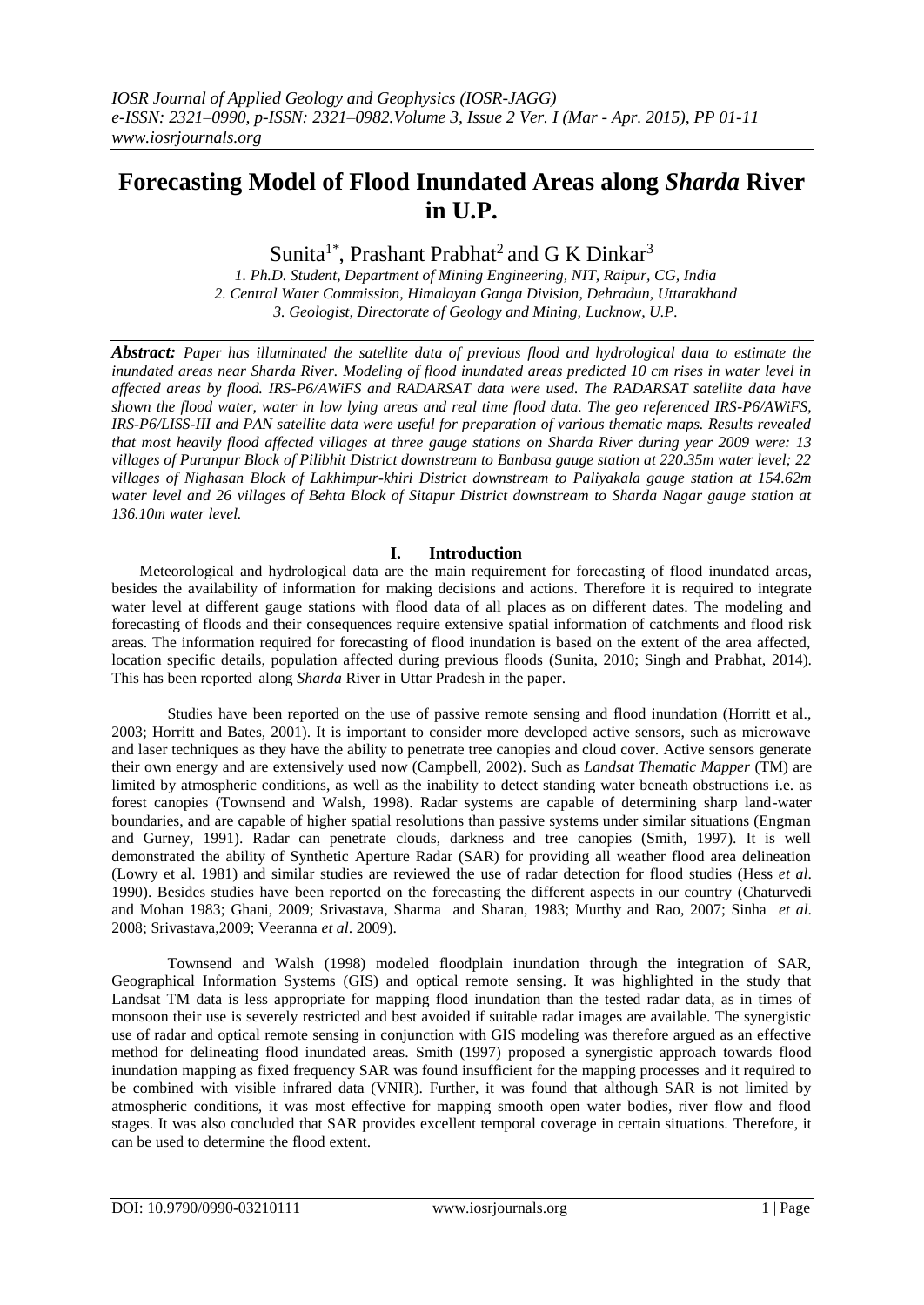# Forecasting Model of Flood Inundated Areas along *Sharda* River in U.P.

Sunita[1*], Prashant Prabhat[2] and G K Dinkar[3]

*1. Ph.D. Student, Department of Mining Engineering, NIT, Raipur, CG, India*
*2. Central Water Commission, Himalayan Ganga Division, Dehradun, Uttarakhand*
*3. Geologist, Directorate of Geology and Mining, Lucknow, U.P.*

***Abstract:*** *Paper has illuminated the satellite data of previous flood and hydrological data to estimate the inundated areas near Sharda River. Modeling of flood inundated areas predicted 10 cm rises in water level in affected areas by flood. IRS-P6/AWiFS and RADARSAT data were used. The RADARSAT satellite data have shown the flood water, water in low lying areas and real time flood data. The geo referenced IRS-P6/AWiFS, IRS-P6/LISS-III and PAN satellite data were useful for preparation of various thematic maps. Results revealed that most heavily flood affected villages at three gauge stations on Sharda River during year 2009 were: 13 villages of Puranpur Block of Pilibhit District downstream to Banbasa gauge station at 220.35m water level; 22 villages of Nighasan Block of Lakhimpur-khiri District downstream to Paliyakala gauge station at 154.62m water level and 26 villages of Behta Block of Sitapur District downstream to Sharda Nagar gauge station at 136.10m water level.*

## I. Introduction

Meteorological and hydrological data are the main requirement for forecasting of flood inundated areas, besides the availability of information for making decisions and actions. Therefore it is required to integrate water level at different gauge stations with flood data of all places as on different dates. The modeling and forecasting of floods and their consequences require extensive spatial information of catchments and flood risk areas. The information required for forecasting of flood inundation is based on the extent of the area affected, location specific details, population affected during previous floods (Sunita, 2010; Singh and Prabhat, 2014). This has been reported along *Sharda* River in Uttar Pradesh in the paper.

Studies have been reported on the use of passive remote sensing and flood inundation (Horritt et al., 2003; Horritt and Bates, 2001). It is important to consider more developed active sensors, such as microwave and laser techniques as they have the ability to penetrate tree canopies and cloud cover. Active sensors generate their own energy and are extensively used now (Campbell, 2002). Such as *Landsat Thematic Mapper* (TM) are limited by atmospheric conditions, as well as the inability to detect standing water beneath obstructions i.e. as forest canopies (Townsend and Walsh, 1998). Radar systems are capable of determining sharp land-water boundaries, and are capable of higher spatial resolutions than passive systems under similar situations (Engman and Gurney, 1991). Radar can penetrate clouds, darkness and tree canopies (Smith, 1997). It is well demonstrated the ability of Synthetic Aperture Radar (SAR) for providing all weather flood area delineation (Lowry et al. 1981) and similar studies are reviewed the use of radar detection for flood studies (Hess *et al*. 1990). Besides studies have been reported on the forecasting the different aspects in our country (Chaturvedi and Mohan 1983; Ghani, 2009; Srivastava, Sharma and Sharan, 1983; Murthy and Rao, 2007; Sinha *et al.* 2008; Srivastava,2009; Veeranna *et al*. 2009).

Townsend and Walsh (1998) modeled floodplain inundation through the integration of SAR, Geographical Information Systems (GIS) and optical remote sensing. It was highlighted in the study that Landsat TM data is less appropriate for mapping flood inundation than the tested radar data, as in times of monsoon their use is severely restricted and best avoided if suitable radar images are available. The synergistic use of radar and optical remote sensing in conjunction with GIS modeling was therefore argued as an effective method for delineating flood inundated areas. Smith (1997) proposed a synergistic approach towards flood inundation mapping as fixed frequency SAR was found insufficient for the mapping processes and it required to be combined with visible infrared data (VNIR). Further, it was found that although SAR is not limited by atmospheric conditions, it was most effective for mapping smooth open water bodies, river flow and flood stages. It was also concluded that SAR provides excellent temporal coverage in certain situations. Therefore, it can be used to determine the flood extent.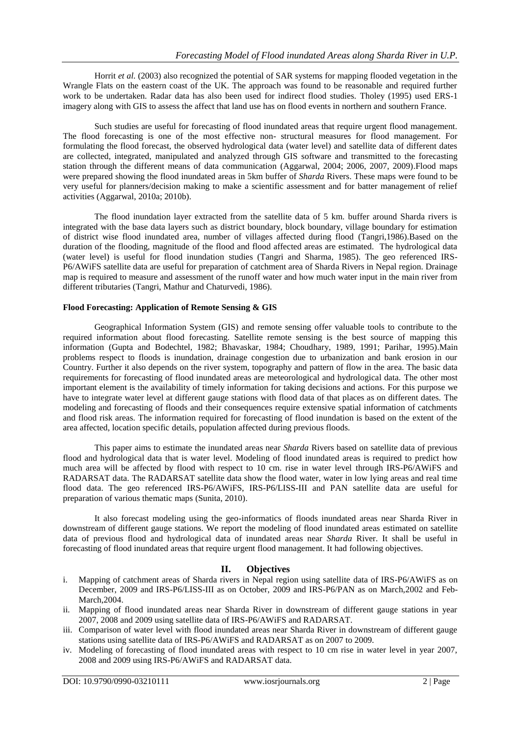Horrit *et al.* (2003) also recognized the potential of SAR systems for mapping flooded vegetation in the Wrangle Flats on the eastern coast of the UK. The approach was found to be reasonable and required further work to be undertaken. Radar data has also been used for indirect flood studies. Tholey (1995) used ERS-1 imagery along with GIS to assess the affect that land use has on flood events in northern and southern France.

Such studies are useful for forecasting of flood inundated areas that require urgent flood management. The flood forecasting is one of the most effective non- structural measures for flood management. For formulating the flood forecast, the observed hydrological data (water level) and satellite data of different dates are collected, integrated, manipulated and analyzed through GIS software and transmitted to the forecasting station through the different means of data communication (Aggarwal, 2004; 2006, 2007, 2009).Flood maps were prepared showing the flood inundated areas in 5km buffer of *Sharda* Rivers. These maps were found to be very useful for planners/decision making to make a scientific assessment and for batter management of relief activities (Aggarwal, 2010a; 2010b).

The flood inundation layer extracted from the satellite data of 5 km. buffer around Sharda rivers is integrated with the base data layers such as district boundary, block boundary, village boundary for estimation of district wise flood inundated area, number of villages affected during flood (Tangri,1986).Based on the duration of the flooding, magnitude of the flood and flood affected areas are estimated. The hydrological data (water level) is useful for flood inundation studies (Tangri and Sharma, 1985). The geo referenced IRS-P6/AWiFS satellite data are useful for preparation of catchment area of Sharda Rivers in Nepal region. Drainage map is required to measure and assessment of the runoff water and how much water input in the main river from different tributaries (Tangri, Mathur and Chaturvedi, 1986).

**Flood Forecasting: Application of Remote Sensing & GIS**

Geographical Information System (GIS) and remote sensing offer valuable tools to contribute to the required information about flood forecasting. Satellite remote sensing is the best source of mapping this information (Gupta and Bodechtel, 1982; Bhavaskar, 1984; Choudhary, 1989, 1991; Parihar, 1995).Main problems respect to floods is inundation, drainage congestion due to urbanization and bank erosion in our Country. Further it also depends on the river system, topography and pattern of flow in the area. The basic data requirements for forecasting of flood inundated areas are meteorological and hydrological data. The other most important element is the availability of timely information for taking decisions and actions. For this purpose we have to integrate water level at different gauge stations with flood data of that places as on different dates. The modeling and forecasting of floods and their consequences require extensive spatial information of catchments and flood risk areas. The information required for forecasting of flood inundation is based on the extent of the area affected, location specific details, population affected during previous floods.

This paper aims to estimate the inundated areas near *Sharda* Rivers based on satellite data of previous flood and hydrological data that is water level. Modeling of flood inundated areas is required to predict how much area will be affected by flood with respect to 10 cm. rise in water level through IRS-P6/AWiFS and RADARSAT data. The RADARSAT satellite data show the flood water, water in low lying areas and real time flood data. The geo referenced IRS-P6/AWiFS, IRS-P6/LISS-III and PAN satellite data are useful for preparation of various thematic maps (Sunita, 2010).

It also forecast modeling using the geo-informatics of floods inundated areas near Sharda River in downstream of different gauge stations. We report the modeling of flood inundated areas estimated on satellite data of previous flood and hydrological data of inundated areas near *Sharda* River. It shall be useful in forecasting of flood inundated areas that require urgent flood management. It had following objectives.

## II. Objectives

i. Mapping of catchment areas of Sharda rivers in Nepal region using satellite data of IRS-P6/AWiFS as on December, 2009 and IRS-P6/LISS-III as on October, 2009 and IRS-P6/PAN as on March,2002 and Feb-March,2004.
ii. Mapping of flood inundated areas near Sharda River in downstream of different gauge stations in year 2007, 2008 and 2009 using satellite data of IRS-P6/AWiFS and RADARSAT.
iii. Comparison of water level with flood inundated areas near Sharda River in downstream of different gauge stations using satellite data of IRS-P6/AWiFS and RADARSAT as on 2007 to 2009.
iv. Modeling of forecasting of flood inundated areas with respect to 10 cm rise in water level in year 2007, 2008 and 2009 using IRS-P6/AWiFS and RADARSAT data.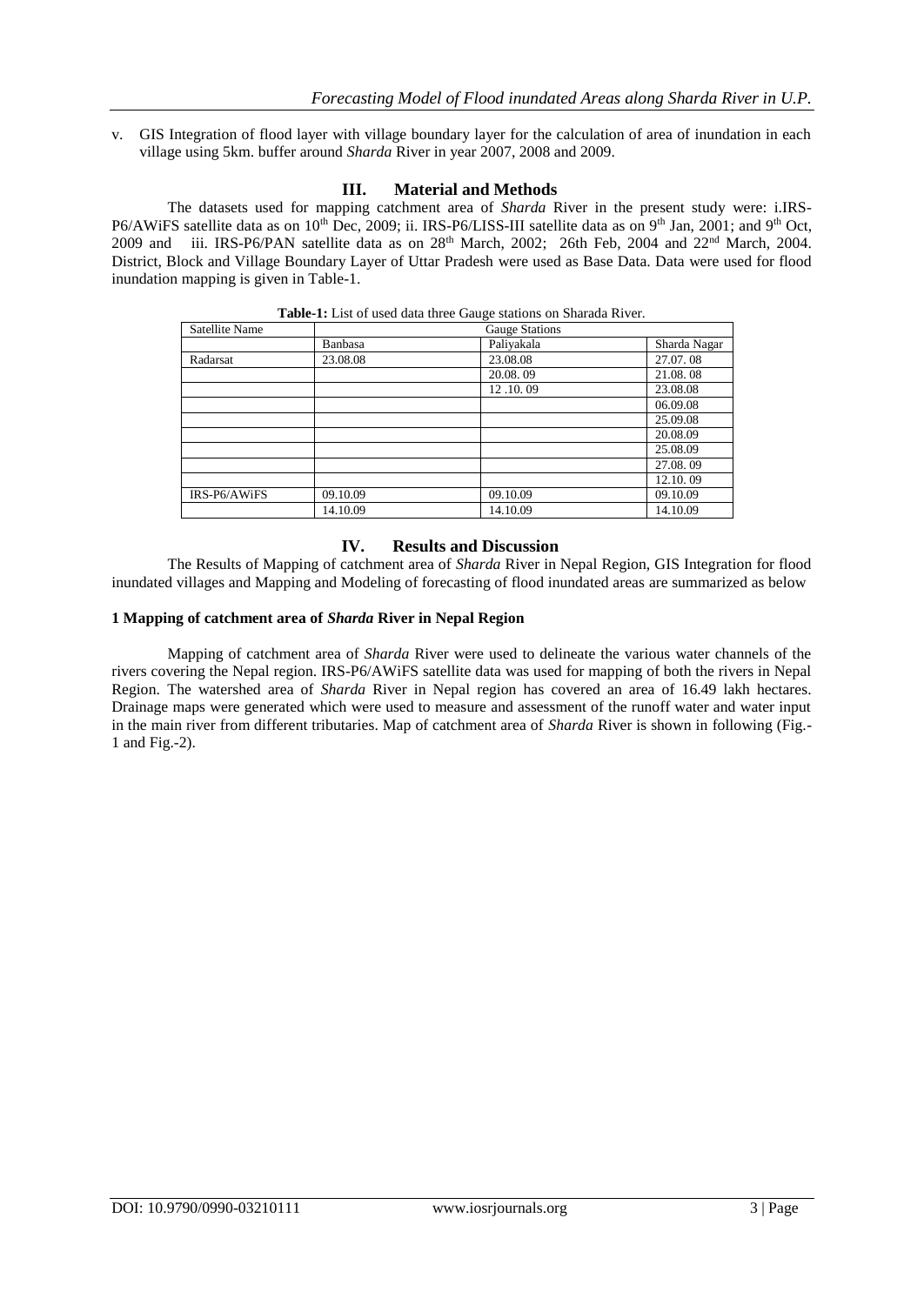v. GIS Integration of flood layer with village boundary layer for the calculation of area of inundation in each village using 5km. buffer around *Sharda* River in year 2007, 2008 and 2009.

## III. Material and Methods

The datasets used for mapping catchment area of *Sharda* River in the present study were: i.IRS-P6/AWiFS satellite data as on 10th Dec, 2009; ii. IRS-P6/LISS-III satellite data as on 9th Jan, 2001; and 9th Oct, 2009 and iii. IRS-P6/PAN satellite data as on 28th March, 2002; 26th Feb, 2004 and 22nd March, 2004. District, Block and Village Boundary Layer of Uttar Pradesh were used as Base Data. Data were used for flood inundation mapping is given in Table-1.

**Table-1:** List of used data three Gauge stations on Sharada River.

| Satellite Name | Gauge Stations | | |
|---|---|---|---|
| | Banbasa | Paliyakala | Sharda Nagar |
| Radarsat | 23.08.08 | 23.08.08 | 27.07. 08 |
| | | 20.08. 09 | 21.08. 08 |
| | | 12 .10. 09 | 23.08.08 |
| | | | 06.09.08 |
| | | | 25.09.08 |
| | | | 20.08.09 |
| | | | 25.08.09 |
| | | | 27.08. 09 |
| | | | 12.10. 09 |
| IRS-P6/AWiFS | 09.10.09 | 09.10.09 | 09.10.09 |
| | 14.10.09 | 14.10.09 | 14.10.09 |

## IV. Results and Discussion

The Results of Mapping of catchment area of *Sharda* River in Nepal Region, GIS Integration for flood inundated villages and Mapping and Modeling of forecasting of flood inundated areas are summarized as below

### 1 Mapping of catchment area of *Sharda* River in Nepal Region

Mapping of catchment area of *Sharda* River were used to delineate the various water channels of the rivers covering the Nepal region. IRS-P6/AWiFS satellite data was used for mapping of both the rivers in Nepal Region. The watershed area of *Sharda* River in Nepal region has covered an area of 16.49 lakh hectares. Drainage maps were generated which were used to measure and assessment of the runoff water and water input in the main river from different tributaries. Map of catchment area of *Sharda* River is shown in following (Fig.-1 and Fig.-2).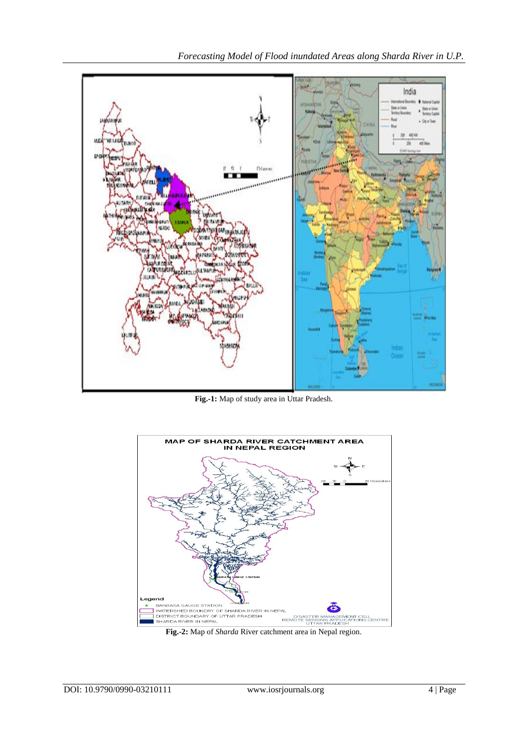**Fig.-1:** Map of study area in Uttar Pradesh.

**Fig.-2:** Map of *Sharda* River catchment area in Nepal region.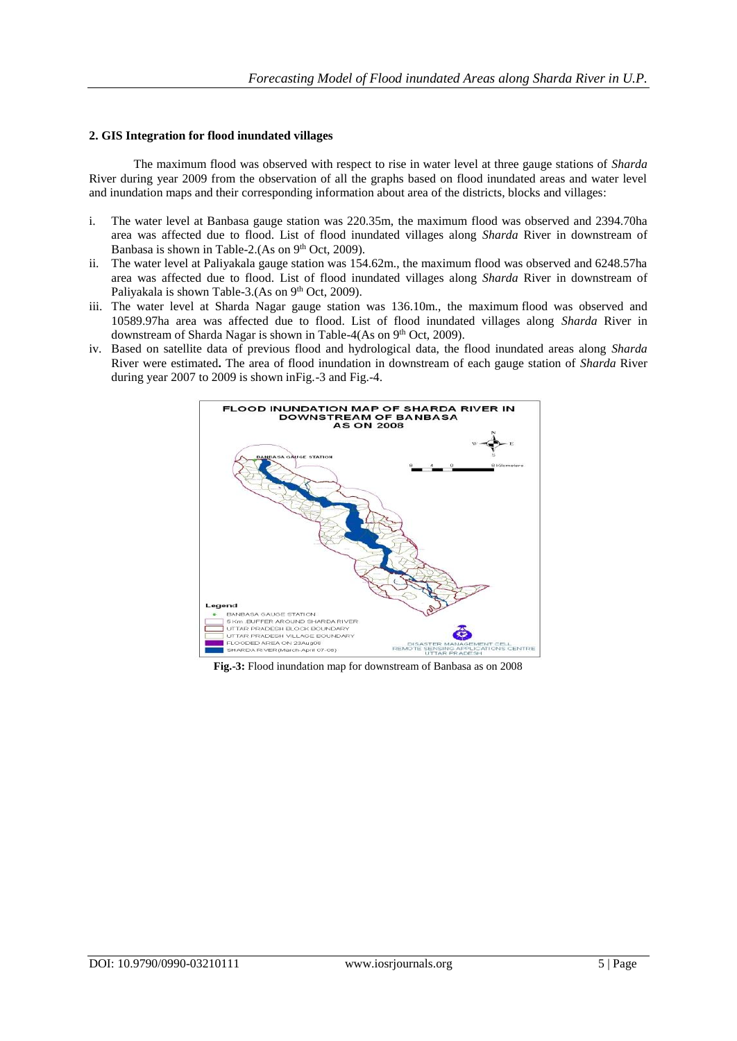### 2. GIS Integration for flood inundated villages

The maximum flood was observed with respect to rise in water level at three gauge stations of *Sharda* River during year 2009 from the observation of all the graphs based on flood inundated areas and water level and inundation maps and their corresponding information about area of the districts, blocks and villages:

i. The water level at Banbasa gauge station was 220.35m, the maximum flood was observed and 2394.70ha area was affected due to flood. List of flood inundated villages along *Sharda* River in downstream of Banbasa is shown in Table-2.(As on 9th Oct, 2009).
ii. The water level at Paliyakala gauge station was 154.62m., the maximum flood was observed and 6248.57ha area was affected due to flood. List of flood inundated villages along *Sharda* River in downstream of Paliyakala is shown Table-3.(As on 9th Oct, 2009).
iii. The water level at Sharda Nagar gauge station was 136.10m., the maximum flood was observed and 10589.97ha area was affected due to flood. List of flood inundated villages along *Sharda* River in downstream of Sharda Nagar is shown in Table-4(As on 9th Oct, 2009).
iv. Based on satellite data of previous flood and hydrological data, the flood inundated areas along *Sharda* River were estimated**.** The area of flood inundation in downstream of each gauge station of *Sharda* River during year 2007 to 2009 is shown inFig.-3 and Fig.-4.

**Fig.-3:** Flood inundation map for downstream of Banbasa as on 2008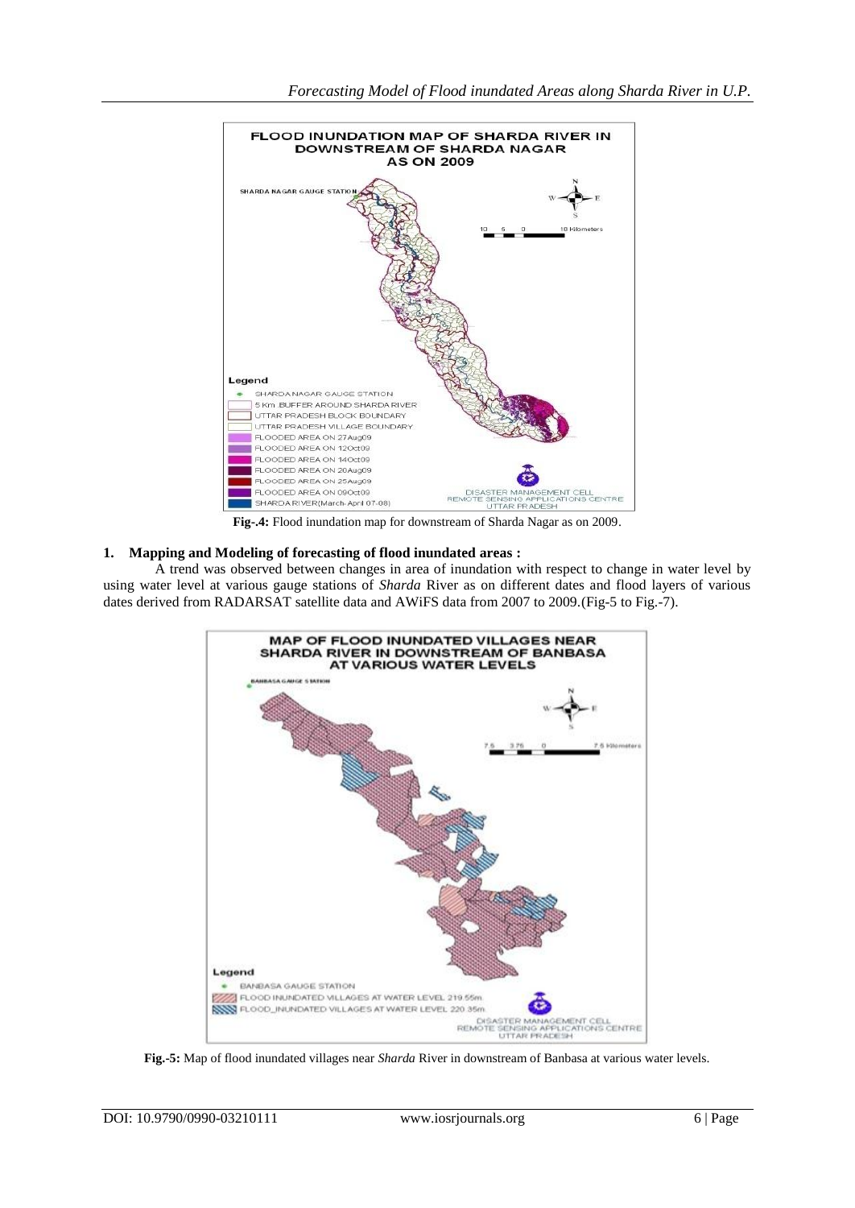**Fig-.4:** Flood inundation map for downstream of Sharda Nagar as on 2009.

## 1. Mapping and Modeling of forecasting of flood inundated areas :

A trend was observed between changes in area of inundation with respect to change in water level by using water level at various gauge stations of *Sharda* River as on different dates and flood layers of various dates derived from RADARSAT satellite data and AWiFS data from 2007 to 2009.(Fig-5 to Fig.-7).

**Fig.-5:** Map of flood inundated villages near *Sharda* River in downstream of Banbasa at various water levels.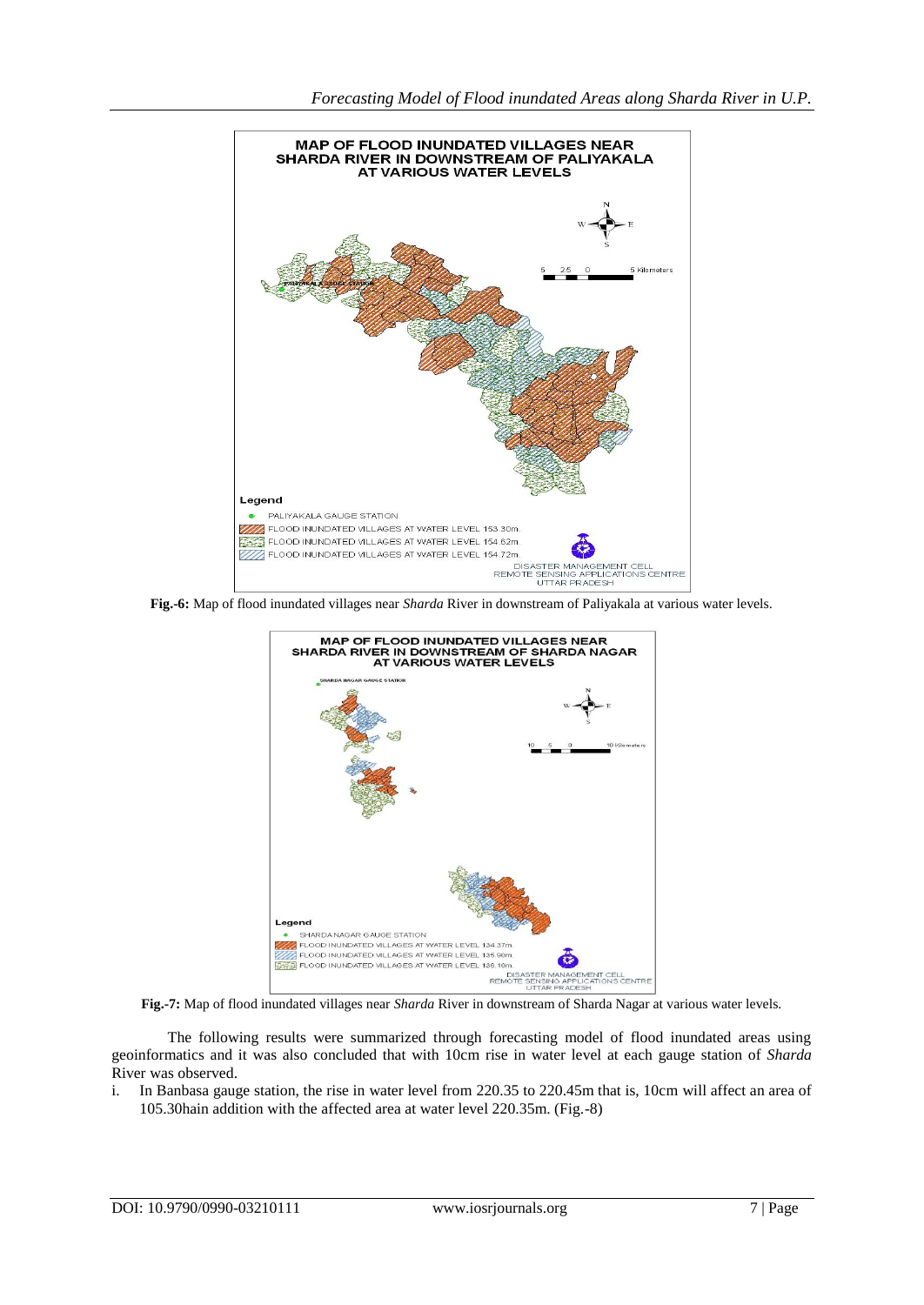**Fig.-6:** Map of flood inundated villages near *Sharda* River in downstream of Paliyakala at various water levels.

**Fig.-7:** Map of flood inundated villages near *Sharda* River in downstream of Sharda Nagar at various water levels.

The following results were summarized through forecasting model of flood inundated areas using geoinformatics and it was also concluded that with 10cm rise in water level at each gauge station of *Sharda* River was observed.

i. In Banbasa gauge station, the rise in water level from 220.35 to 220.45m that is, 10cm will affect an area of 105.30hain addition with the affected area at water level 220.35m. (Fig.-8)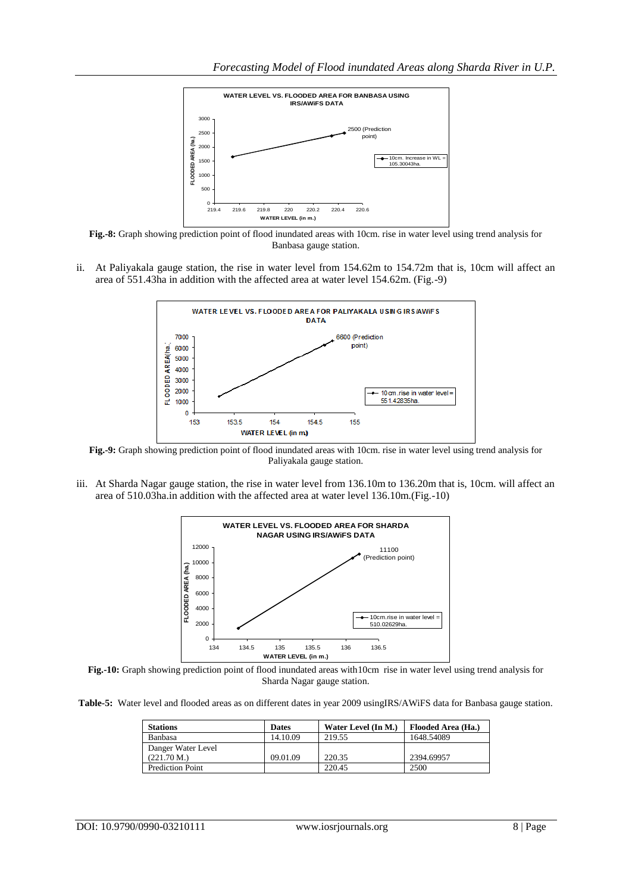**Fig.-8:** Graph showing prediction point of flood inundated areas with 10cm. rise in water level using trend analysis for Banbasa gauge station.

ii. At Paliyakala gauge station, the rise in water level from 154.62m to 154.72m that is, 10cm will affect an area of 551.43ha in addition with the affected area at water level 154.62m. (Fig.-9)

**Fig.-9:** Graph showing prediction point of flood inundated areas with 10cm. rise in water level using trend analysis for Paliyakala gauge station.

iii. At Sharda Nagar gauge station, the rise in water level from 136.10m to 136.20m that is, 10cm. will affect an area of 510.03ha.in addition with the affected area at water level 136.10m.(Fig.-10)

**Fig.-10:** Graph showing prediction point of flood inundated areas with10cm rise in water level using trend analysis for Sharda Nagar gauge station.

**Table-5:** Water level and flooded areas as on different dates in year 2009 usingIRS/AWiFS data for Banbasa gauge station.

| Stations | Dates | Water Level (In M.) | Flooded Area (Ha.) |
|---|---|---|---|
| Banbasa | 14.10.09 | 219.55 | 1648.54089 |
| Danger Water Level (221.70 M.) | 09.01.09 | 220.35 | 2394.69957 |
| Prediction Point | | 220.45 | 2500 |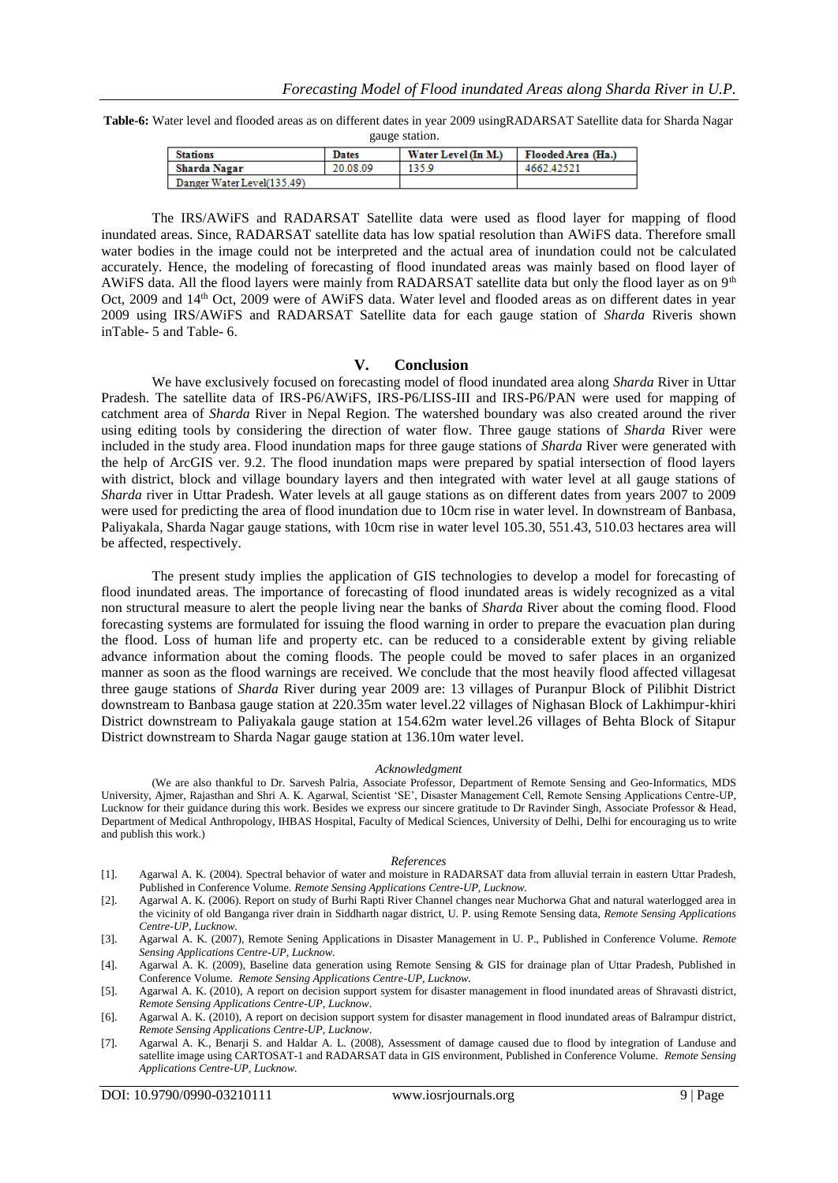**Table-6:** Water level and flooded areas as on different dates in year 2009 usingRADARSAT Satellite data for Sharda Nagar gauge station.

| Stations | Dates | Water Level (In M.) | Flooded Area (Ha.) |
|---|---|---|---|
| Sharda Nagar | 20.08.09 | 135.9 | 4662.42521 |
| Danger Water Level(135.49) | | | |

The IRS/AWiFS and RADARSAT Satellite data were used as flood layer for mapping of flood inundated areas. Since, RADARSAT satellite data has low spatial resolution than AWiFS data. Therefore small water bodies in the image could not be interpreted and the actual area of inundation could not be calculated accurately. Hence, the modeling of forecasting of flood inundated areas was mainly based on flood layer of AWiFS data. All the flood layers were mainly from RADARSAT satellite data but only the flood layer as on 9th Oct, 2009 and 14th Oct, 2009 were of AWiFS data. Water level and flooded areas as on different dates in year 2009 using IRS/AWiFS and RADARSAT Satellite data for each gauge station of *Sharda* Riveris shown inTable- 5 and Table- 6.

## V. Conclusion

We have exclusively focused on forecasting model of flood inundated area along *Sharda* River in Uttar Pradesh. The satellite data of IRS-P6/AWiFS, IRS-P6/LISS-III and IRS-P6/PAN were used for mapping of catchment area of *Sharda* River in Nepal Region. The watershed boundary was also created around the river using editing tools by considering the direction of water flow. Three gauge stations of *Sharda* River were included in the study area. Flood inundation maps for three gauge stations of *Sharda* River were generated with the help of ArcGIS ver. 9.2. The flood inundation maps were prepared by spatial intersection of flood layers with district, block and village boundary layers and then integrated with water level at all gauge stations of *Sharda* river in Uttar Pradesh. Water levels at all gauge stations as on different dates from years 2007 to 2009 were used for predicting the area of flood inundation due to 10cm rise in water level. In downstream of Banbasa, Paliyakala, Sharda Nagar gauge stations, with 10cm rise in water level 105.30, 551.43, 510.03 hectares area will be affected, respectively.

The present study implies the application of GIS technologies to develop a model for forecasting of flood inundated areas. The importance of forecasting of flood inundated areas is widely recognized as a vital non structural measure to alert the people living near the banks of *Sharda* River about the coming flood. Flood forecasting systems are formulated for issuing the flood warning in order to prepare the evacuation plan during the flood. Loss of human life and property etc. can be reduced to a considerable extent by giving reliable advance information about the coming floods. The people could be moved to safer places in an organized manner as soon as the flood warnings are received. We conclude that the most heavily flood affected villagesat three gauge stations of *Sharda* River during year 2009 are: 13 villages of Puranpur Block of Pilibhit District downstream to Banbasa gauge station at 220.35m water level.22 villages of Nighasan Block of Lakhimpur-khiri District downstream to Paliyakala gauge station at 154.62m water level.26 villages of Behta Block of Sitapur District downstream to Sharda Nagar gauge station at 136.10m water level.

*Acknowledgment*

(We are also thankful to Dr. Sarvesh Palria, Associate Professor, Department of Remote Sensing and Geo-Informatics, MDS University, Ajmer, Rajasthan and Shri A. K. Agarwal, Scientist 'SE', Disaster Management Cell, Remote Sensing Applications Centre-UP, Lucknow for their guidance during this work. Besides we express our sincere gratitude to Dr Ravinder Singh, Associate Professor & Head, Department of Medical Anthropology, IHBAS Hospital, Faculty of Medical Sciences, University of Delhi, Delhi for encouraging us to write and publish this work.)

*References*

[1]. Agarwal A. K. (2004). Spectral behavior of water and moisture in RADARSAT data from alluvial terrain in eastern Uttar Pradesh, Published in Conference Volume. *Remote Sensing Applications Centre-UP, Lucknow.*

[2]. Agarwal A. K. (2006). Report on study of Burhi Rapti River Channel changes near Muchorwa Ghat and natural waterlogged area in the vicinity of old Banganga river drain in Siddharth nagar district, U. P. using Remote Sensing data, *Remote Sensing Applications Centre-UP, Lucknow.*

[3]. Agarwal A. K. (2007), Remote Sening Applications in Disaster Management in U. P., Published in Conference Volume. *Remote Sensing Applications Centre-UP, Lucknow.*

[4]. Agarwal A. K. (2009), Baseline data generation using Remote Sensing & GIS for drainage plan of Uttar Pradesh, Published in Conference Volume. *Remote Sensing Applications Centre-UP, Lucknow.*

[5]. Agarwal A. K. (2010), A report on decision support system for disaster management in flood inundated areas of Shravasti district, *Remote Sensing Applications Centre-UP, Lucknow*.

[6]. Agarwal A. K. (2010), A report on decision support system for disaster management in flood inundated areas of Balrampur district, *Remote Sensing Applications Centre-UP, Lucknow*.

[7]. Agarwal A. K., Benarji S. and Haldar A. L. (2008), Assessment of damage caused due to flood by integration of Landuse and satellite image using CARTOSAT-1 and RADARSAT data in GIS environment, Published in Conference Volume. *Remote Sensing Applications Centre-UP, Lucknow.*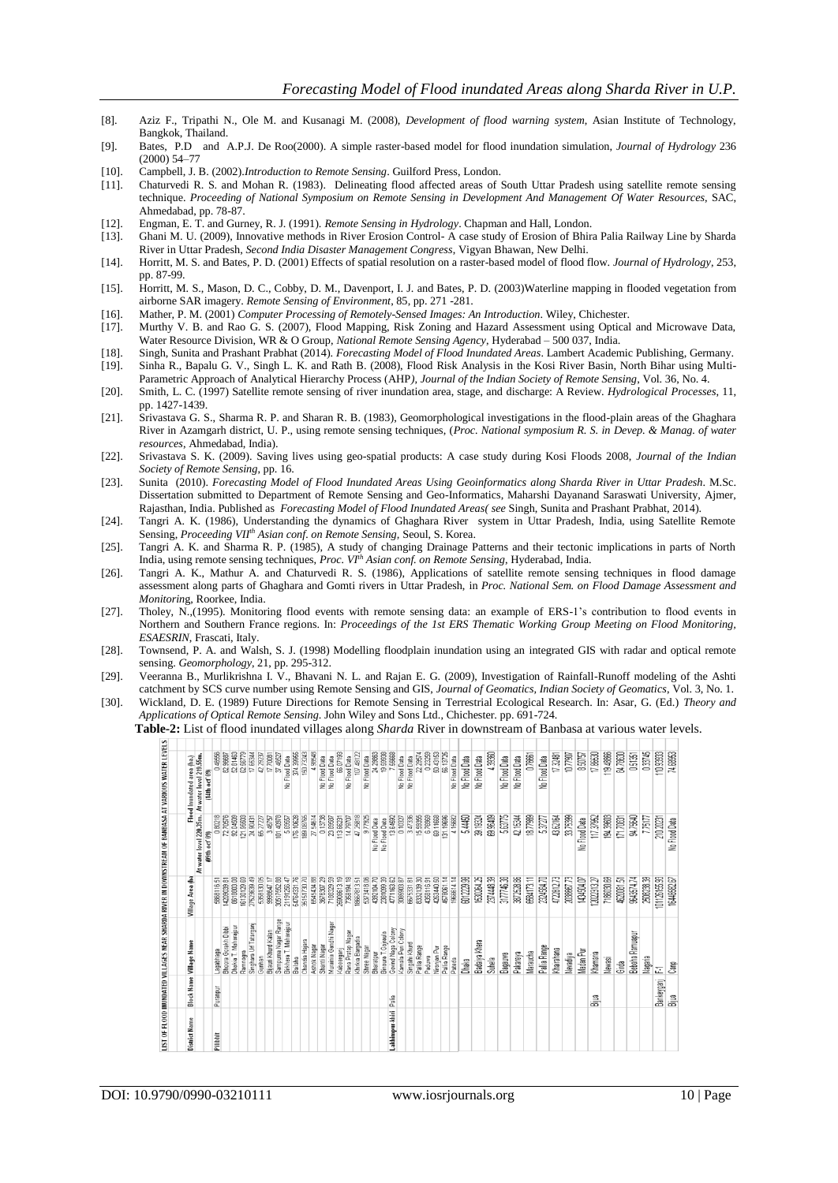[8]. Aziz F., Tripathi N., Ole M. and Kusanagi M. (2008), *Development of flood warning system*, Asian Institute of Technology, Bangkok, Thailand.

[9]. Bates, P.D and A.P.J. De Roo(2000). A simple raster-based model for flood inundation simulation, *Journal of Hydrology* 236 (2000) 54–77

[10]. Campbell, J. B. (2002).*Introduction to Remote Sensing*. Guilford Press, London.

[11]. Chaturvedi R. S. and Mohan R. (1983). Delineating flood affected areas of South Uttar Pradesh using satellite remote sensing technique. *Proceeding of National Symposium on Remote Sensing in Development And Management Of Water Resources*, SAC, Ahmedabad, pp. 78-87.

[12]. Engman, E. T. and Gurney, R. J. (1991). *Remote Sensing in Hydrology*. Chapman and Hall, London.

[13]. Ghani M. U. (2009), Innovative methods in River Erosion Control- A case study of Erosion of Bhira Palia Railway Line by Sharda River in Uttar Pradesh, *Second India Disaster Management Congress*, Vigyan Bhawan, New Delhi.

[14]. Horritt, M. S. and Bates, P. D. (2001) Effects of spatial resolution on a raster-based model of flood flow. *Journal of Hydrology*, 253, pp. 87-99.

[15]. Horritt, M. S., Mason, D. C., Cobby, D. M., Davenport, I. J. and Bates, P. D. (2003)Waterline mapping in flooded vegetation from airborne SAR imagery. *Remote Sensing of Environment*, 85, pp. 271 -281.

[16]. Mather, P. M. (2001) *Computer Processing of Remotely-Sensed Images: An Introduction*. Wiley, Chichester.

[17]. Murthy V. B. and Rao G. S. (2007), Flood Mapping, Risk Zoning and Hazard Assessment using Optical and Microwave Data, Water Resource Division, WR & O Group, *National Remote Sensing Agency*, Hyderabad – 500 037, India.

[18]. Singh, Sunita and Prashant Prabhat (2014). *Forecasting Model of Flood Inundated Areas*. Lambert Academic Publishing, Germany.

[19]. Sinha R., Bapalu G. V., Singh L. K. and Rath B. (2008), Flood Risk Analysis in the Kosi River Basin, North Bihar using Multi-Parametric Approach of Analytical Hierarchy Process (AHP*), Journal of the Indian Society of Remote Sensing*, Vol. 36, No. 4.

[20]. Smith, L. C. (1997) Satellite remote sensing of river inundation area, stage, and discharge: A Review. *Hydrological Processes*, 11, pp. 1427-1439.

[21]. Srivastava G. S., Sharma R. P. and Sharan R. B. (1983), Geomorphological investigations in the flood-plain areas of the Ghaghara River in Azamgarh district, U. P., using remote sensing techniques, (*Proc. National symposium R. S. in Devep. & Manag. of water resources*, Ahmedabad, India).

[22]. Srivastava S. K. (2009). Saving lives using geo-spatial products: A case study during Kosi Floods 2008, *Journal of the Indian Society of Remote Sensing*, pp. 16.

[23]. Sunita (2010). *Forecasting Model of Flood Inundated Areas Using Geoinformatics along Sharda River in Uttar Pradesh*. M.Sc. Dissertation submitted to Department of Remote Sensing and Geo-Informatics, Maharshi Dayanand Saraswati University, Ajmer, Rajasthan, India. Published as *Forecasting Model of Flood Inundated Areas( see* Singh, Sunita and Prashant Prabhat, 2014).

[24]. Tangri A. K. (1986), Understanding the dynamics of Ghaghara River system in Uttar Pradesh, India, using Satellite Remote Sensing, *Proceeding VII[th] Asian conf. on Remote Sensing*, Seoul, S. Korea.

[25]. Tangri A. K. and Sharma R. P. (1985), A study of changing Drainage Patterns and their tectonic implications in parts of North India, using remote sensing techniques, *Proc. VI[th] Asian conf. on Remote Sensing*, Hyderabad, India.

[26]. Tangri A. K., Mathur A. and Chaturvedi R. S. (1986), Applications of satellite remote sensing techniques in flood damage assessment along parts of Ghaghara and Gomti rivers in Uttar Pradesh, in *Proc. National Sem. on Flood Damage Assessment and Monitorin*g, Roorkee, India.

[27]. Tholey, N.,(1995). Monitoring flood events with remote sensing data: an example of ERS-1's contribution to flood events in Northern and Southern France regions. In: *Proceedings of the 1st ERS Thematic Working Group Meeting on Flood Monitoring, ESAESRIN*, Frascati, Italy.

[28]. Townsend, P. A. and Walsh, S. J. (1998) Modelling floodplain inundation using an integrated GIS with radar and optical remote sensing. *Geomorphology*, 21, pp. 295-312.

[29]. Veeranna B., Murlikrishna I. V., Bhavani N. L. and Rajan E. G. (2009), Investigation of Rainfall-Runoff modeling of the Ashti catchment by SCS curve number using Remote Sensing and GIS, *Journal of Geomatics, Indian Society of Geomatics*, Vol. 3, No. 1.

[30]. Wickland, D. E. (1989) Future Directions for Remote Sensing in Terrestrial Ecological Research. In: Asar, G. (Ed.) *Theory and Applications of Optical Remote Sensing*. John Wiley and Sons Ltd., Chichester. pp. 691-724.

**Table-2:** List of flood inundated villages along *Sharda* River in downstream of Banbasa at various water levels.

LIST OF FLOOD INUNDATED VILLAGES NEAR SHARDA RIVER IN DOWNSTREAM OF BANBASA AT VARIOUS WATER LEVELS

| District Name | Block Name | Village Name | Village Area (ha) | Flood Inundated area (ha.) At water level 209.35m. (4th oct' 09) | At water level 210.55m. (14th oct' 09) |
|---|---|---|---|---|---|
| Pilibhit | Puranpur | Lagabhaga | 5868116.51 | 0.80218 | 0.46656 |
| | | Bhoora Gorakh Dibbi | 14209039.81 | 72.70576 | 82.96687 |
| | | Dhaka T. Mahrajpur | 6810800.08 | 92.04509 | 62.81463 |
| | | Rampagna | 16735129.69 | 121.56693 | 62.84773 |
| | | Singhara Urf Tatarganj | 27629638.49 | 24.90430 | 17.65384 |
| | | Gadhian | 5369130.05 | 65.27727 | 42.29237 |
| | | Bijauri Khurd Kalan | 9999647.17 | 3.46757 | 17.70061 |
| | | Sampurna Nagar Range | 30517552.80 | 101.48070 | 37.46527 |
| | | Shiksa T. Mahrajpur | 21191295.47 | 5.65052 | No Flood Data |
| | | Bailaha | 6472431.76 | 176.16626 | 374.39665 |
| | | Chandia Hajara | 36151730.70 | 189.08765 | 193.75243 |
| | | Ashok Nagar | 6545424.66 | 27.54614 | 4.96548 |
| | | Shanti Nagar | 3677307.29 | 0.13736 | No Flood Data |
| | | Mahatma Gandhi Nagar | 7150228.69 | 20.89861 | No Flood Data |
| | | Kabeerganj | 2690803.10 | 113.66231 | 66.07193 |
| | | Rana Pratap Nagar | 7358194.18 | 14.79707 | No Flood Data |
| | | Khirkia Bargadia | 18862813.51 | 47.25818 | 107.45122 |
| | | Shree Nagar | 6573418.06 | 9.77925 | No Flood Data |
| Lakhimpur kheri | Palia | Bhirakpur | 4265704.70 | No Flood Data | 24.79063 |
| | | Bhirsura T. Gajrauta | 2381099.39 | No Flood Data | 19.69938 |
| | | Govind Naga Colony | 4771163.62 | 13.64592 | 7.56668 |
| | | Kamala Puri Colony | 3066903.87 | 0.10327 | No Flood Data |
| | | Ganjaha Khurd | 6907331.81 | 3.47336 | No Flood Data |
| | | Pallia Range | 6330228.30 | 15.60966 | 22.29674 |
| | | Padiawa | 4358116.51 | 6.76669 | 0.22559 |
| | | Nirangan Pur | 4263443.60 | 69.11668 | 60.43163 |
| | | Palia Range | 4670061.14 | 131.19686 | 66.17725 |
| | | Palasia | 1868674.14 | 4.19692 | No Flood Data |
| | | Dhakia | 6012239.36 | 5.44450 | No Flood Data |
| | | Baidaiya Khera | 1530364.25 | 39.16324 | No Flood Data |
| | | Suhela | 2374448.36 | 69.96409 | 4.38360 |
| | | Bagauwa | 3177746.30 | 5.60775 | No Flood Data |
| | | Pakariya | 3872536.86 | 42.15344 | No Flood Data |
| | | Mairuchia | 6694173.11 | 18.77989 | 0.78661 |
| | | Pallia Range | 2324504.70 | 5.37277 | No Flood Data |
| | | Kharahana | 4722812.73 | 43.62184 | 17.32481 |
| | | Newadiya | 2039667.73 | 33.75399 | 10.77907 |
| | | Madan Pur | 1434504.07 | No Flood Data | 8.50757 |
| | Bijua | Khamaria | 12002313.27 | 117.37952 | 17.86530 |
| | | Newasi | 7186030.69 | 194.39806 | 119.46866 |
| | | Gola | 4620081.51 | 171.70831 | 84.76830 |
| | | Bebaha Ramnagar | 9643574.74 | 94.75640 | 0.61361 |
| | | Nagaria | 2506238.39 | 7.75177 | 0.33745 |
| | Bankeyganj | F-1 | 10112615.93 | 210.20231 | 110.35833 |
| | Bijua | Ganj | 18446582.67 | No Flood Data | 74.66863 |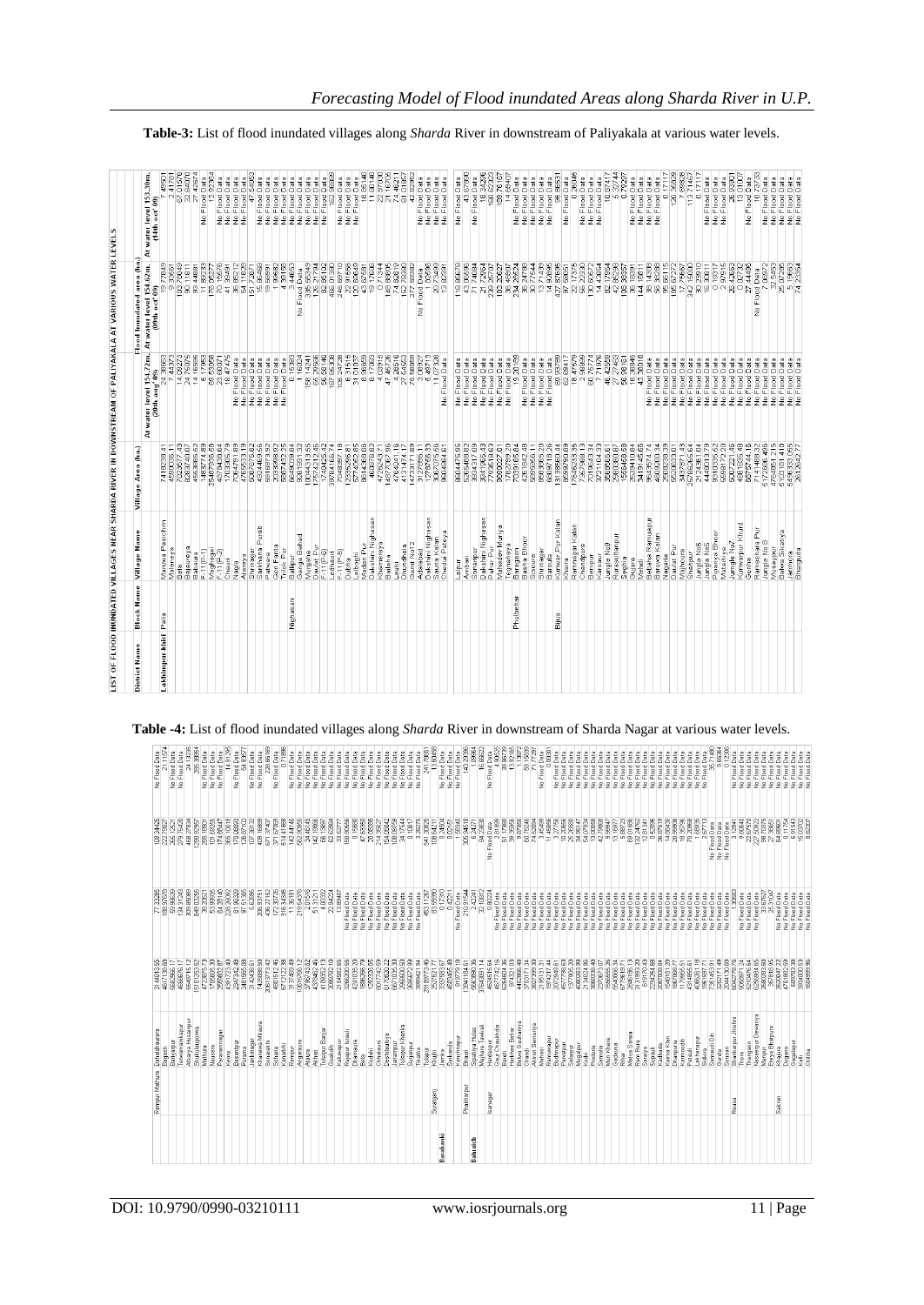**Table-3:** List of flood inundated villages along *Sharda* River in downstream of Paliyakala at various water levels.

LIST OF FLOOD INUNDATED VILLAGES NEAR SHARDA RIVER IN DOWNSTREAM OF PALIYAKALA AT VARIOUS WATER LEVELS

| District Name | Block Name | Village Name | Village Area (ha.) | Flood inundated area (ha.) At water level 154.72m. (20th aug 09) | At water level 154.62m. (09th oct 09) | At water level 153.39m. (14th oct 09) |
|---|---|---|---|---|---|---|
| Lakhimpur-khiri | Palia | Mahewa Paschim | 7418238.41 | 24.38663 | 19.77849 | 7.49501 |
| | | Mahewa | 4591705.11 | 9.32291 | 9.70561 | 2.41791 |
| | | Bela | 7220577.43 | 14.09273 | 103.73049 | 67.01576 |
| | | Bejaanraya | 8269740.07 | 24.79076 | 90.11811 | 32.04070 |
| | | Bankawa | 4566955.62 | 14.16595 | 90.44881 | 27.42674 |
| | | F-11(P-1) | 1488774.89 | 6.17953 | 11.80233 | No Flood Data |
| | | F-11(P-2) | 25467735.69 | 89.53058 | 170.95277 | 12.32764 |
| | | Meghagaon | 4578438.64 | 23.60871 | 70.15676 | No Flood Data |
| | | Chaun | 1703305.79 | 18.47475 | 41.35481 | No Flood Data |
| | | Nagla | 7064791.69 | No Flood Data | 36.95212 | No Flood Data |
| | | Agarya | 4765533.19 | No Flood Data | 54.11835 | No Flood Data |
| | | Shrinagar | 5087675.42 | No Flood Data | 151.12871 | 47.54053 |
| | | Sarkhana Purab | 4924469.56 | No Flood Data | 15.95488 | No Flood Data |
| | | Pathiwa | 5618877.92 | No Flood Data | 19.05591 | No Flood Data |
| | | Gori Fanta | 2038898.92 | No Flood Data | 1.96692 | No Flood Data |
| | | Trilok Pur | 5367432.25 | No Flood Data | 4.59155 | No Flood Data |
| | Nighasan | Bellipur | 8654884.64 | No Flood Data | 3.14893 | No Flood Data |
| | | Ganga Bahad | 9061591.32 | No Flood Data | No Flood Data | No Flood Data |
| | | Murgaha | 10048313.65 | 158.14241 | 335.95549 | No Flood Data |
| | | Daulat Pur | 1752412.35 | No Flood Data | 65.29656 | No Flood Data |
| | | F-11 (P-6) | 1749425.42 | 56.58140 | 82.85102 | No Flood Data |
| | | Lodhauri | 3976416.74 | 187.95308 | 495.01380 | 162.98899 |
| | | F-11 (P-5) | 724595 | 105.24528 | 249.88710 | No Flood Data |
| | | Dubha | 1233529.81 | 6.31615 | 22.91568 | No Flood Data |
| | | Lalloghi | 6774052.85 | 31.01037 | 105.69049 | No Flood Data |
| | | Mohan Pur | 8614360.06 | 8.96859 | 84.92081 | 55.85140 |
| | | Dakshini Nighasan | 4806 | 8.17839 | 19.17636 | 11.90140 |
| | | Khamreriya | 4728243.71 | 1.03918 | 0.71344 | 23.97330 |
| | | Bhakha | 14377767.95 | 47.00726 | 149.08895 | 21.16755 |
| | | Lauki | 4764041.18 | 4.28516 | 74.53819 | 74.46211 |
| | | Dhundhala | 4131474.17 | 4.54553 | 152.93380 | 61.01657 |
| | | Gachha F-2 | 14731317.69 | 75.98999 | 277.68382 | 43.40852 |
| | | Adalabad | 3127886.11 | 3.08927 | No Flood Data | No Flood Data |
| | | Dakshin Nighasan | 12787856.33 | 6.48713 | 5.42556 | No Flood Data |
| | | Semra Kalan | 3067275.56 | 11.07038 | 20.73489 | No Flood Data |
| | | Chaduli Pateya | 9634484.61 | No Flood Data | 13.82391 | No Flood Data |
| | Phulbehar | Lalpur | 9604475.95 | No Flood Data | 119.85678 | No Flood Data |
| | | Ambari | 6265468.62 | No Flood Data | 43.95596 | 43.67990 |
| | | Semrapur | 3694341.01 | No Flood Data | 71.40494 | No Flood Data |
| | | Dakshini Nighasan | 3941965.43 | No Flood Data | 21.72554 | 16.34236 |
| | | Pallar Pur | 7783513.63 | No Flood Data | 130.20537 | 190.62323 |
| | | Mohammad Mariya | 9690322781 | No Flood Data | 36.43807 | 138.67187 |
| | | Tejnakeya | 1782759.20 | 19.20159 | 234.25524 | 14.59407 |
| | | Baghla | 7031665.84 | No Flood Data | 36.24786 | No Flood Data |
| | | Bandha Bhoor | 4751632.48 | No Flood Data | 30.77544 | No Flood Data |
| | | Sariyara | 9255956.11 | No Flood Data | 13.71439 | No Flood Data |
| | | Shrinagar | 8903905.20 | No Flood Data | 14.82695 | No Flood Data |
| | | Barsola | 6809176.26 | 68.93799 | 427.87595 | 60.55853 |
| | | Kusar Pur Kalan | 13138864.44 | 62.69417 | 97.59051 | No Flood Data |
| | Bijua | Rampur | 6599790.69 | 18.47579 | 22.17375 | 0.36845 |
| | | Ramnagar Kalan | 17518233.35 | 2.98389 | 56.22230 | No Flood Data |
| | | Chandpur | 2797868.13 | 90.76774 | 130.60672 | No Flood Data |
| | | Bempur | 7019543.34 | 7.71976 | 14.43554 | No Flood Data |
| | | Kasaiya | 3221104.33 | 46.42659 | 82.77954 | 10.67417 |
| | | Jungle No9 | 3568506.61 | 27.27463 | 42.85298 | 5.32744 |
| | | Rupasultanpur | 2360360.87 | 56.58151 | 168.85357 | 0.70227 |
| | | Sagha | 1563459.69 | 10.38846 | 35.10391 | No Flood Data |
| | | Ojapur | 2634110.84 | 43.30016 | 144.76611 | No Flood Data |
| | | Mehdi | 3419145.65 | No Flood Data | 38.14038 | No Flood Data |
| | | Bathana Ramnagar | 9643574.74 | No Flood Data | 56.36366 | 0.17117 |
| | | Bhanera Kalan | 4349300.34 | No Flood Data | 95.95115 | 120.35829 |
| | | Nagala | 2508238.39 | No Flood Data | 185.97272 | 7.85828 |
| | | Daulat Pur | 5520633.01 | No Flood Data | 17.75657 | 113.71467 |
| | | Majhraa | 3437571.38 | No Flood Data | 342.15090 | 0.17117 |
| | | Shahpur | 2576526.64 | No Flood Data | 30.23810 | No Flood Data |
| | | Jungle No8 | 2124361.04 | No Flood Data | 16.30811 | No Flood Data |
| | | Jungle No5 | 4449013.79 | No Flood Data | 0.13317 | No Flood Data |
| | | Piparaya Bhoor | 9310335.62 | No Flood Data | 2.97915 | 26.93301 |
| | | Matuniya | 5568172.20 | No Flood Data | 26.42652 | 0.01207 |
| | | Jungle No7 | 5347221.46 | No Flood Data | 0.02732 | No Flood Data |
| | | Kasampur Khurd | 4981523.48 | No Flood Data | 27.44495 | 10.70733 |
| | | Gooha | 6875744.16 | No Flood Data | No Flood Data | 7.89828 |
| | | Ramnathara Pur | 7141498.32 | No Flood Data | 7.09972 | No Flood Data |
| | | Baderi | 5172689.45 | No Flood Data | 32.5453 | No Flood Data |
| | | Mulsepur | 4754951.215 | No Flood Data | 25.70286 | No Flood Data |
| | | Bakwa Sikatiya | 6103131.419 | No Flood Data | 5.19603 | No Flood Data |
| | | Jauhnda | 5436330.055 | No Flood Data | 74.23354 | No Flood Data |
| | | Bhargada | 2612642.77 | No Flood Data | | |

**Table -4:** List of flood inundated villages along *Sharda* River in downstream of Sharda Nagar at various water levels.